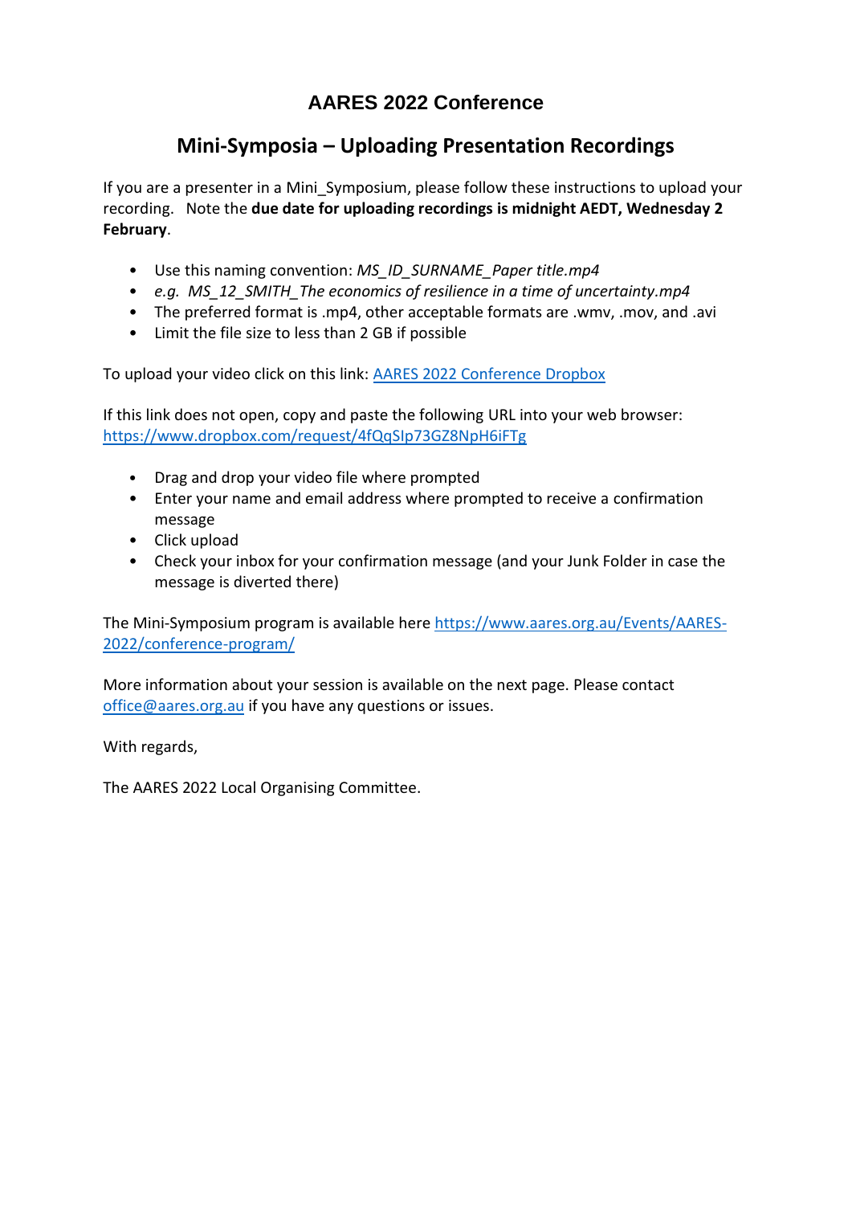# AARES 2022 Conference

## Mini-Symposia – Uploading Presentation Recordings

If you are a presenter in a Mini_Symposium, please follow these instructions to upload your recording. Note the **due date for uploading recordings is midnight AEDT, Wednesday 2 February**.

- Use this naming convention: *MS_ID_SURNAME_Paper title.mp4*
- *e.g. MS_12_SMITH_The economics of resilience in a time of uncertainty.mp4*
- The preferred format is .mp4, other acceptable formats are .wmv, .mov, and .avi
- Limit the file size to less than 2 GB if possible

To upload your video click on this link: [AARES 2022 Conference Dropbox](https://www.dropbox.com/request/4fQqSIp73GZ8NpH6iFTg)

If this link does not open, copy and paste the following URL into your web browser: https://www.dropbox.com/request/4fQqSIp73GZ8NpH6iFTg

- Drag and drop your video file where prompted
- Enter your name and email address where prompted to receive a confirmation message
- Click upload
- Check your inbox for your confirmation message (and your Junk Folder in case the message is diverted there)

The Mini-Symposium program is available here https://www.aares.org.au/Events/AARES-2022/conference-program/

More information about your session is available on the next page. Please contact office@aares.org.au if you have any questions or issues.

With regards,

The AARES 2022 Local Organising Committee.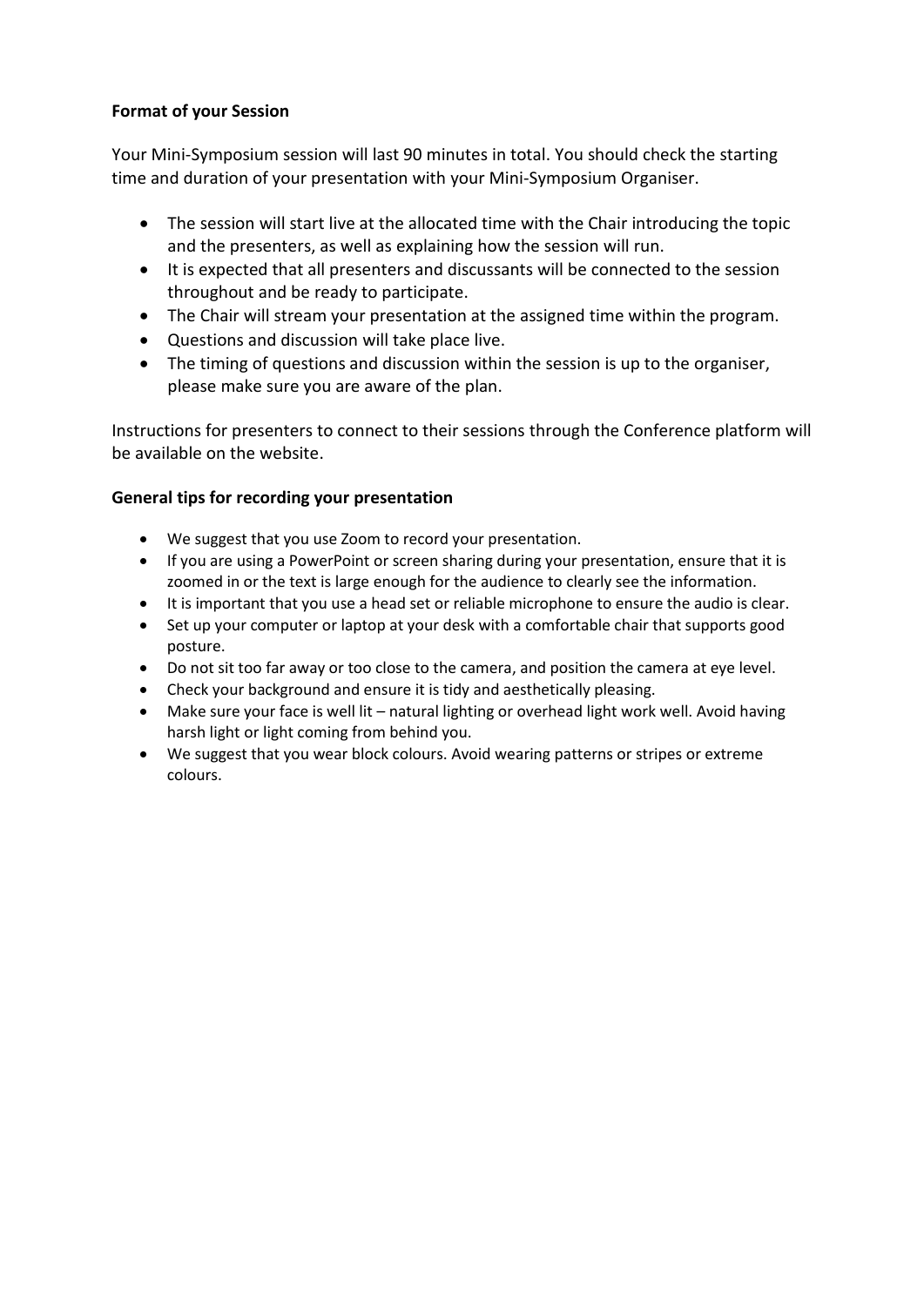**Format of your Session**

Your Mini-Symposium session will last 90 minutes in total. You should check the starting time and duration of your presentation with your Mini-Symposium Organiser.

- The session will start live at the allocated time with the Chair introducing the topic and the presenters, as well as explaining how the session will run.
- It is expected that all presenters and discussants will be connected to the session throughout and be ready to participate.
- The Chair will stream your presentation at the assigned time within the program.
- Questions and discussion will take place live.
- The timing of questions and discussion within the session is up to the organiser, please make sure you are aware of the plan.

Instructions for presenters to connect to their sessions through the Conference platform will be available on the website.

**General tips for recording your presentation**

- We suggest that you use Zoom to record your presentation.
- If you are using a PowerPoint or screen sharing during your presentation, ensure that it is zoomed in or the text is large enough for the audience to clearly see the information.
- It is important that you use a head set or reliable microphone to ensure the audio is clear.
- Set up your computer or laptop at your desk with a comfortable chair that supports good posture.
- Do not sit too far away or too close to the camera, and position the camera at eye level.
- Check your background and ensure it is tidy and aesthetically pleasing.
- Make sure your face is well lit – natural lighting or overhead light work well. Avoid having harsh light or light coming from behind you.
- We suggest that you wear block colours. Avoid wearing patterns or stripes or extreme colours.